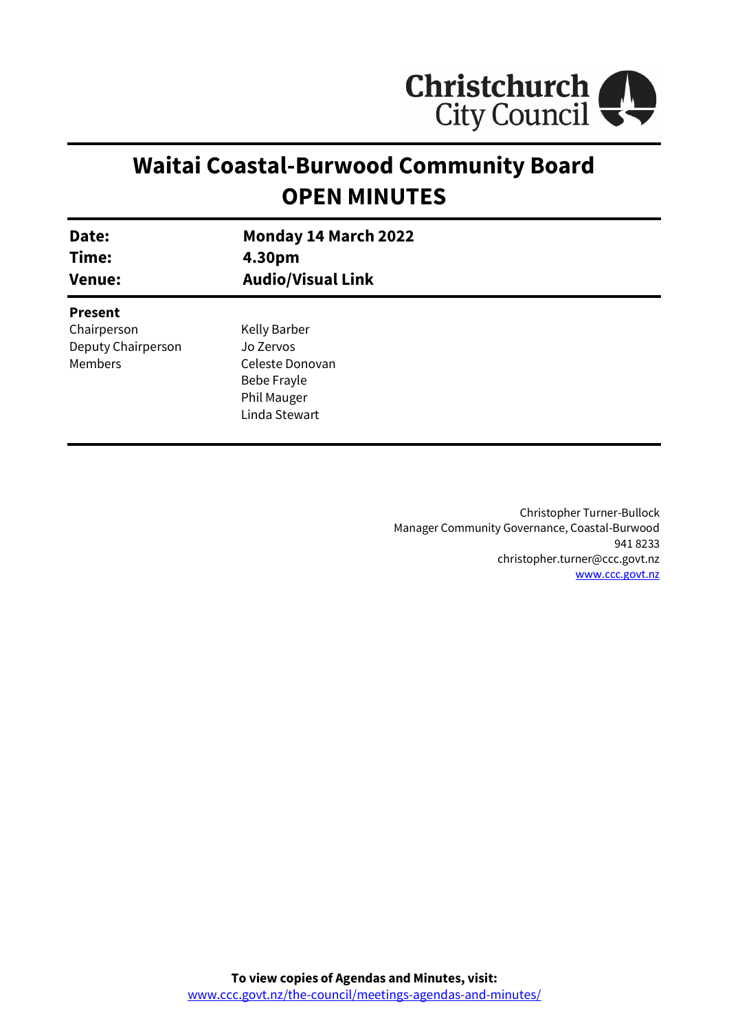Christchurch City Council

# Waitai Coastal-Burwood Community Board
# OPEN MINUTES

| | |
|---|---|
| **Date:** | **Monday 14 March 2022** |
| **Time:** | **4.30pm** |
| **Venue:** | **Audio/Visual Link** |

**Present**

| | |
|---|---|
| Chairperson | Kelly Barber |
| Deputy Chairperson | Jo Zervos |
| Members | Celeste Donovan |
| | Bebe Frayle |
| | Phil Mauger |
| | Linda Stewart |

Christopher Turner-Bullock
Manager Community Governance, Coastal-Burwood
941 8233
christopher.turner@ccc.govt.nz
www.ccc.govt.nz

**To view copies of Agendas and Minutes, visit:**
www.ccc.govt.nz/the-council/meetings-agendas-and-minutes/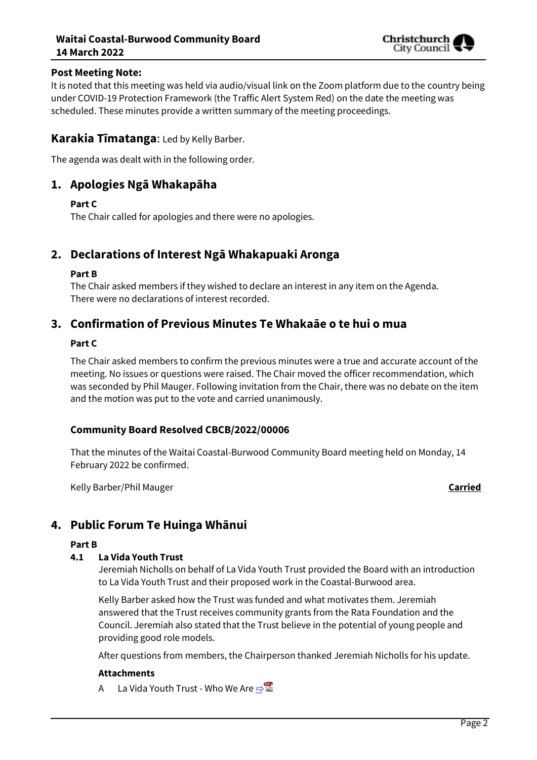**Post Meeting Note:**
It is noted that this meeting was held via audio/visual link on the Zoom platform due to the country being under COVID-19 Protection Framework (the Traffic Alert System Red) on the date the meeting was scheduled. These minutes provide a written summary of the meeting proceedings.

## Karakia Tīmatanga: Led by Kelly Barber.

The agenda was dealt with in the following order.

## 1. Apologies Ngā Whakapāha

**Part C**
The Chair called for apologies and there were no apologies.

## 2. Declarations of Interest Ngā Whakapuaki Aronga

**Part B**
The Chair asked members if they wished to declare an interest in any item on the Agenda. There were no declarations of interest recorded.

## 3. Confirmation of Previous Minutes Te Whakaāe o te hui o mua

**Part C**

The Chair asked members to confirm the previous minutes were a true and accurate account of the meeting. No issues or questions were raised. The Chair moved the officer recommendation, which was seconded by Phil Mauger. Following invitation from the Chair, there was no debate on the item and the motion was put to the vote and carried unanimously.

### Community Board Resolved CBCB/2022/00006

That the minutes of the Waitai Coastal-Burwood Community Board meeting held on Monday, 14 February 2022 be confirmed.

Kelly Barber/Phil Mauger **Carried**

## 4. Public Forum Te Huinga Whānui

**Part B**

### 4.1 La Vida Youth Trust

Jeremiah Nicholls on behalf of La Vida Youth Trust provided the Board with an introduction to La Vida Youth Trust and their proposed work in the Coastal-Burwood area.

Kelly Barber asked how the Trust was funded and what motivates them. Jeremiah answered that the Trust receives community grants from the Rata Foundation and the Council. Jeremiah also stated that the Trust believe in the potential of young people and providing good role models.

After questions from members, the Chairperson thanked Jeremiah Nicholls for his update.

**Attachments**

A La Vida Youth Trust - Who We Are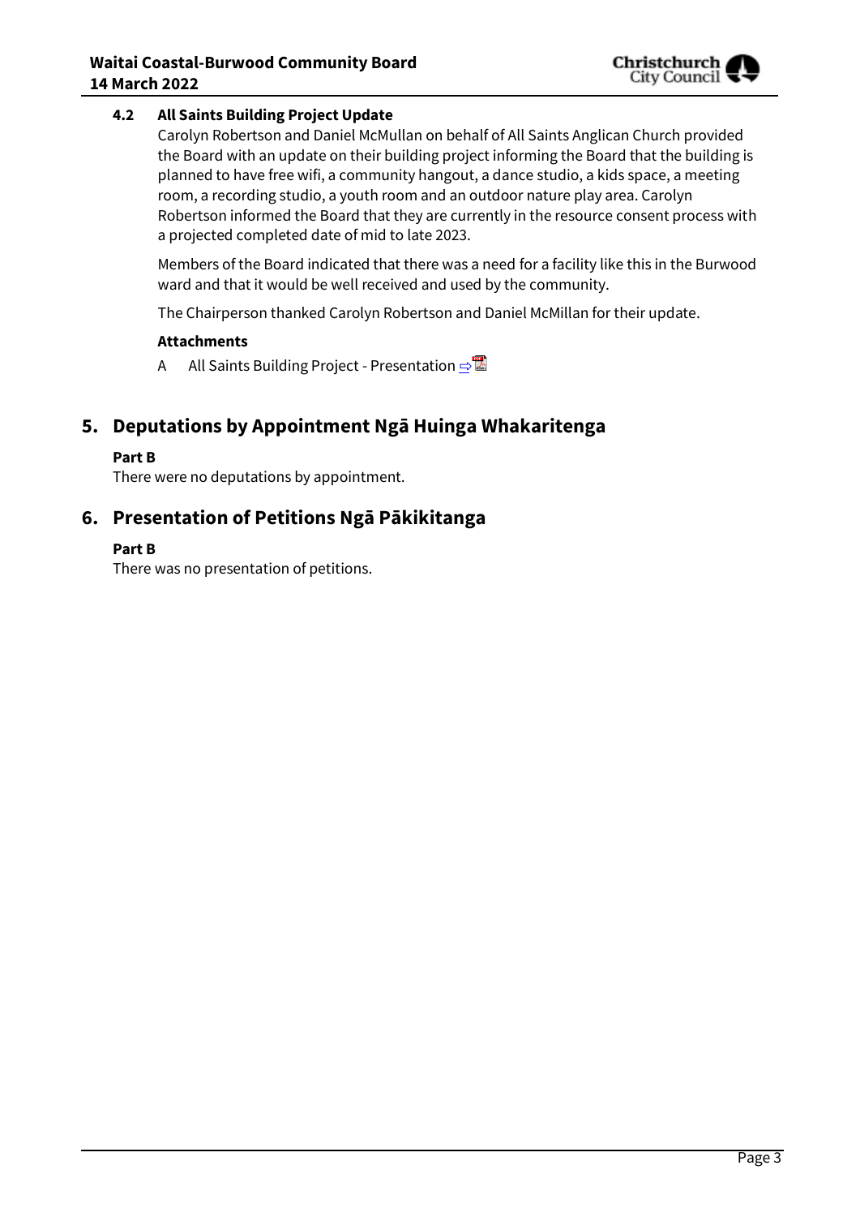### 4.2 All Saints Building Project Update

Carolyn Robertson and Daniel McMullan on behalf of All Saints Anglican Church provided the Board with an update on their building project informing the Board that the building is planned to have free wifi, a community hangout, a dance studio, a kids space, a meeting room, a recording studio, a youth room and an outdoor nature play area. Carolyn Robertson informed the Board that they are currently in the resource consent process with a projected completed date of mid to late 2023.

Members of the Board indicated that there was a need for a facility like this in the Burwood ward and that it would be well received and used by the community.

The Chairperson thanked Carolyn Robertson and Daniel McMillan for their update.

**Attachments**

A All Saints Building Project - Presentation ⇨

## 5. Deputations by Appointment Ngā Huinga Whakaritenga

**Part B**

There were no deputations by appointment.

## 6. Presentation of Petitions Ngā Pākikitanga

**Part B**

There was no presentation of petitions.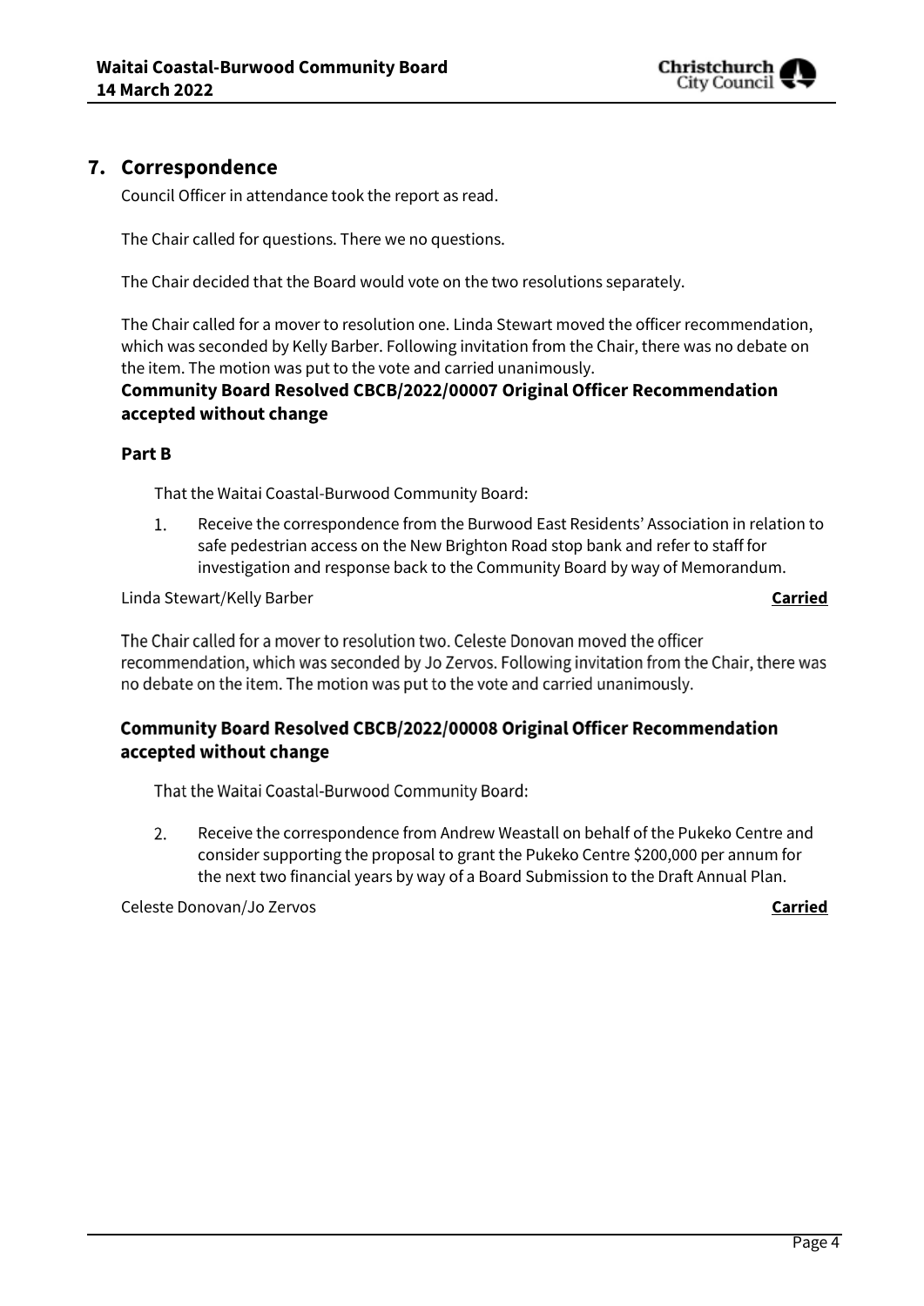## 7. Correspondence

Council Officer in attendance took the report as read.

The Chair called for questions. There we no questions.

The Chair decided that the Board would vote on the two resolutions separately.

The Chair called for a mover to resolution one. Linda Stewart moved the officer recommendation, which was seconded by Kelly Barber. Following invitation from the Chair, there was no debate on the item. The motion was put to the vote and carried unanimously.

**Community Board Resolved CBCB/2022/00007 Original Officer Recommendation accepted without change**

**Part B**

That the Waitai Coastal-Burwood Community Board:

1. Receive the correspondence from the Burwood East Residents' Association in relation to safe pedestrian access on the New Brighton Road stop bank and refer to staff for investigation and response back to the Community Board by way of Memorandum.

Linda Stewart/Kelly Barber **Carried**

The Chair called for a mover to resolution two. Celeste Donovan moved the officer recommendation, which was seconded by Jo Zervos. Following invitation from the Chair, there was no debate on the item. The motion was put to the vote and carried unanimously.

**Community Board Resolved CBCB/2022/00008 Original Officer Recommendation accepted without change**

That the Waitai Coastal-Burwood Community Board:

2. Receive the correspondence from Andrew Weastall on behalf of the Pukeko Centre and consider supporting the proposal to grant the Pukeko Centre $200,000 per annum for the next two financial years by way of a Board Submission to the Draft Annual Plan.

Celeste Donovan/Jo Zervos **Carried**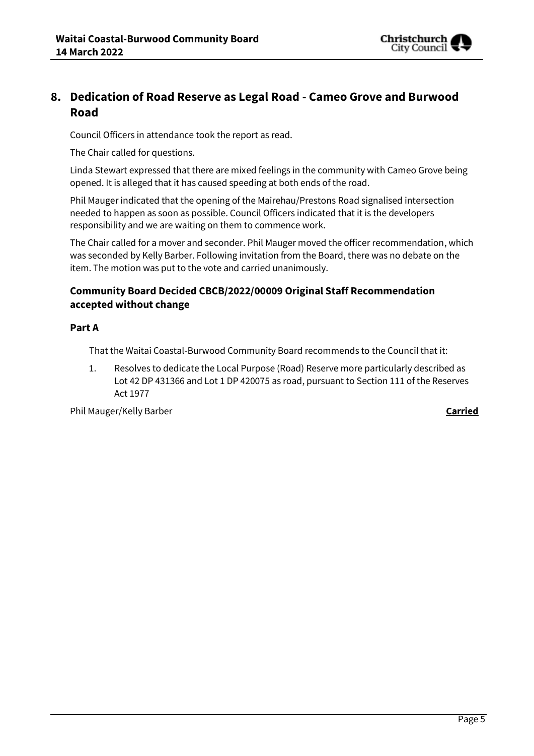## 8. Dedication of Road Reserve as Legal Road - Cameo Grove and Burwood Road

Council Officers in attendance took the report as read.

The Chair called for questions.

Linda Stewart expressed that there are mixed feelings in the community with Cameo Grove being opened. It is alleged that it has caused speeding at both ends of the road.

Phil Mauger indicated that the opening of the Mairehau/Prestons Road signalised intersection needed to happen as soon as possible. Council Officers indicated that it is the developers responsibility and we are waiting on them to commence work.

The Chair called for a mover and seconder. Phil Mauger moved the officer recommendation, which was seconded by Kelly Barber. Following invitation from the Board, there was no debate on the item. The motion was put to the vote and carried unanimously.

### Community Board Decided CBCB/2022/00009 Original Staff Recommendation accepted without change

#### Part A

That the Waitai Coastal-Burwood Community Board recommends to the Council that it:

1. Resolves to dedicate the Local Purpose (Road) Reserve more particularly described as Lot 42 DP 431366 and Lot 1 DP 420075 as road, pursuant to Section 111 of the Reserves Act 1977

Phil Mauger/Kelly Barber **Carried**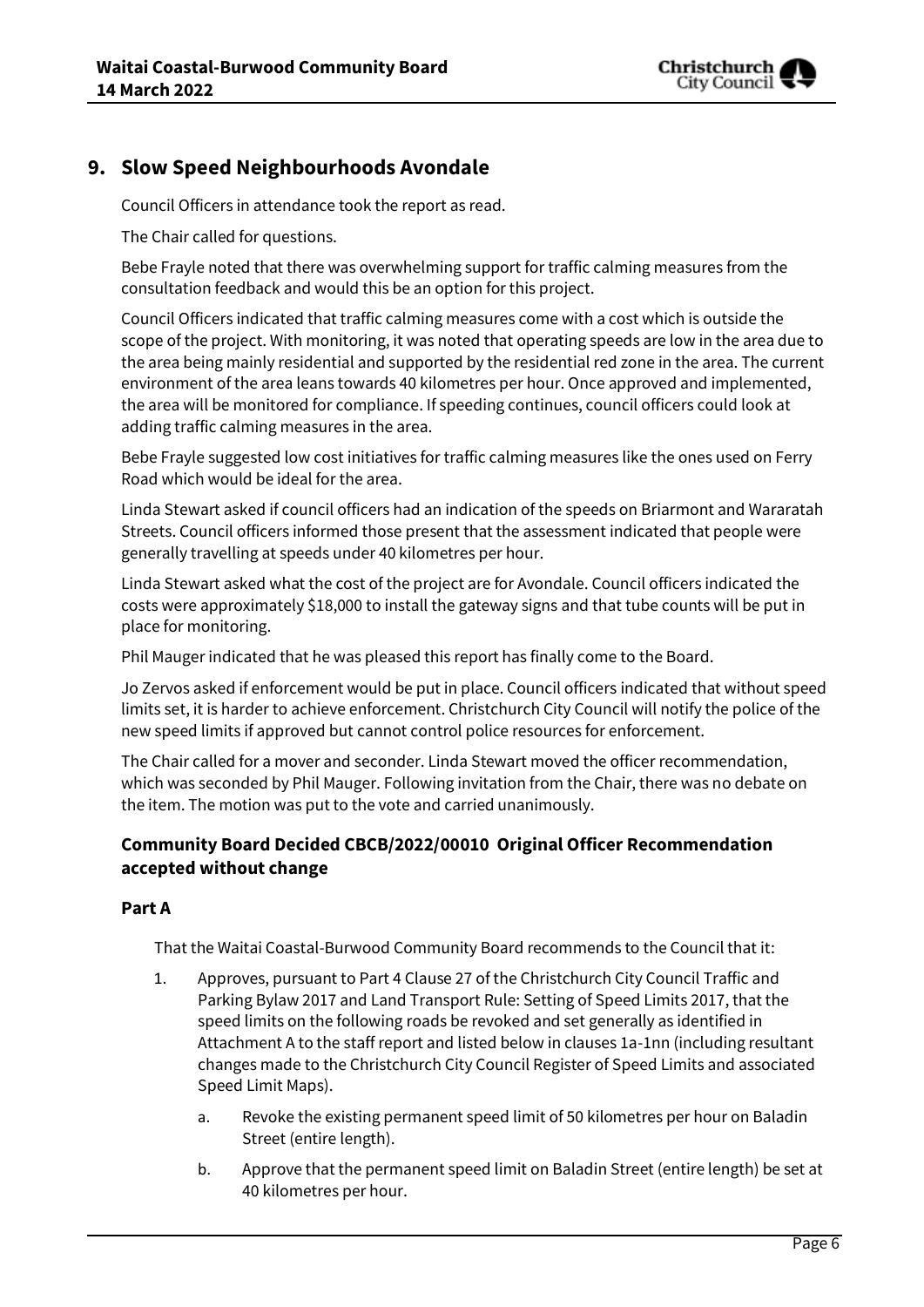## 9. Slow Speed Neighbourhoods Avondale

Council Officers in attendance took the report as read.

The Chair called for questions.

Bebe Frayle noted that there was overwhelming support for traffic calming measures from the consultation feedback and would this be an option for this project.

Council Officers indicated that traffic calming measures come with a cost which is outside the scope of the project. With monitoring, it was noted that operating speeds are low in the area due to the area being mainly residential and supported by the residential red zone in the area. The current environment of the area leans towards 40 kilometres per hour. Once approved and implemented, the area will be monitored for compliance. If speeding continues, council officers could look at adding traffic calming measures in the area.

Bebe Frayle suggested low cost initiatives for traffic calming measures like the ones used on Ferry Road which would be ideal for the area.

Linda Stewart asked if council officers had an indication of the speeds on Briarmont and Wararatah Streets. Council officers informed those present that the assessment indicated that people were generally travelling at speeds under 40 kilometres per hour.

Linda Stewart asked what the cost of the project are for Avondale. Council officers indicated the costs were approximately $18,000 to install the gateway signs and that tube counts will be put in place for monitoring.

Phil Mauger indicated that he was pleased this report has finally come to the Board.

Jo Zervos asked if enforcement would be put in place. Council officers indicated that without speed limits set, it is harder to achieve enforcement. Christchurch City Council will notify the police of the new speed limits if approved but cannot control police resources for enforcement.

The Chair called for a mover and seconder. Linda Stewart moved the officer recommendation, which was seconded by Phil Mauger. Following invitation from the Chair, there was no debate on the item. The motion was put to the vote and carried unanimously.

### Community Board Decided CBCB/2022/00010 Original Officer Recommendation accepted without change

### Part A

That the Waitai Coastal-Burwood Community Board recommends to the Council that it:

1. Approves, pursuant to Part 4 Clause 27 of the Christchurch City Council Traffic and Parking Bylaw 2017 and Land Transport Rule: Setting of Speed Limits 2017, that the speed limits on the following roads be revoked and set generally as identified in Attachment A to the staff report and listed below in clauses 1a-1nn (including resultant changes made to the Christchurch City Council Register of Speed Limits and associated Speed Limit Maps).
    a. Revoke the existing permanent speed limit of 50 kilometres per hour on Baladin Street (entire length).
    b. Approve that the permanent speed limit on Baladin Street (entire length) be set at 40 kilometres per hour.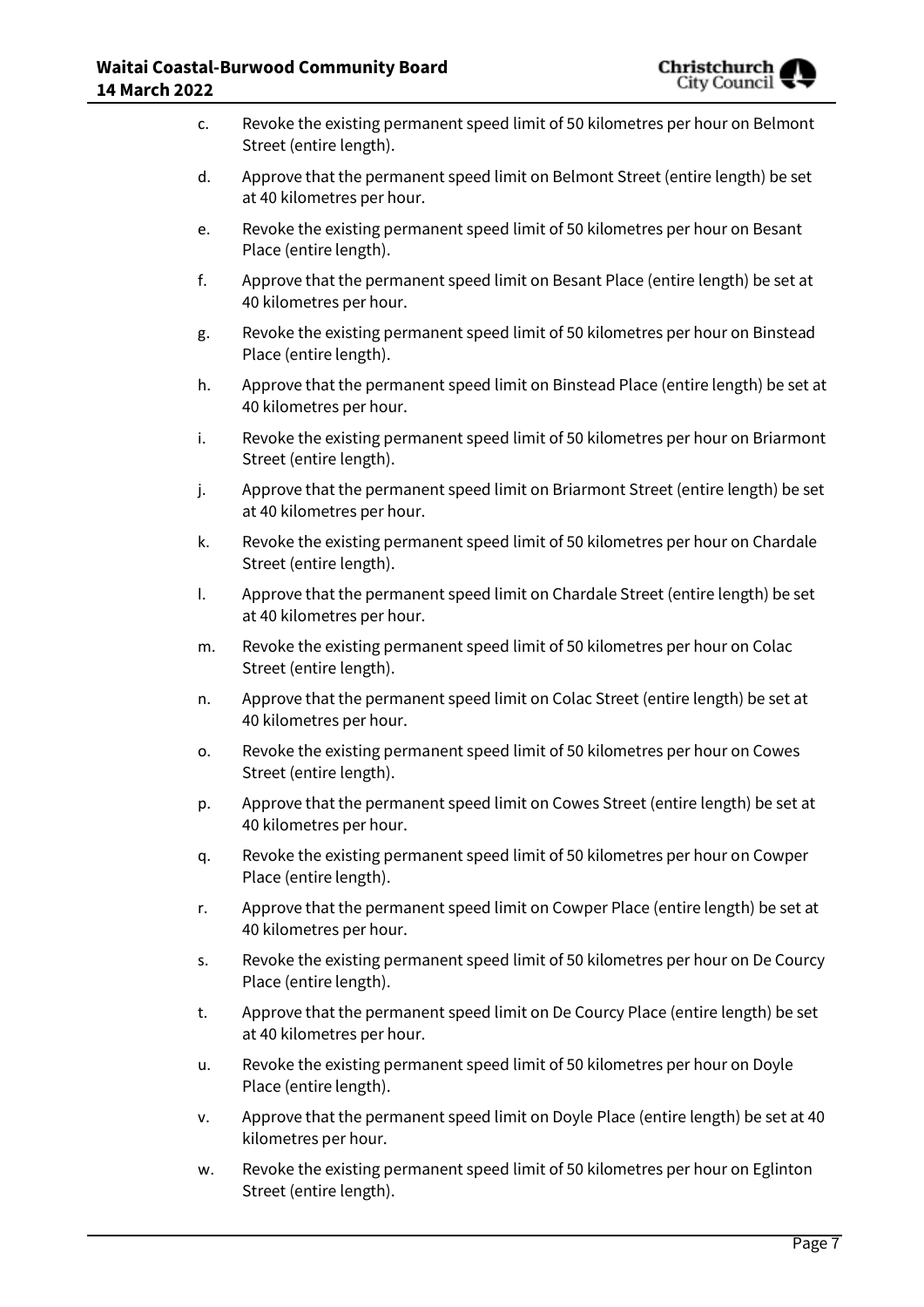c. Revoke the existing permanent speed limit of 50 kilometres per hour on Belmont Street (entire length).

d. Approve that the permanent speed limit on Belmont Street (entire length) be set at 40 kilometres per hour.

e. Revoke the existing permanent speed limit of 50 kilometres per hour on Besant Place (entire length).

f. Approve that the permanent speed limit on Besant Place (entire length) be set at 40 kilometres per hour.

g. Revoke the existing permanent speed limit of 50 kilometres per hour on Binstead Place (entire length).

h. Approve that the permanent speed limit on Binstead Place (entire length) be set at 40 kilometres per hour.

i. Revoke the existing permanent speed limit of 50 kilometres per hour on Briarmont Street (entire length).

j. Approve that the permanent speed limit on Briarmont Street (entire length) be set at 40 kilometres per hour.

k. Revoke the existing permanent speed limit of 50 kilometres per hour on Chardale Street (entire length).

l. Approve that the permanent speed limit on Chardale Street (entire length) be set at 40 kilometres per hour.

m. Revoke the existing permanent speed limit of 50 kilometres per hour on Colac Street (entire length).

n. Approve that the permanent speed limit on Colac Street (entire length) be set at 40 kilometres per hour.

o. Revoke the existing permanent speed limit of 50 kilometres per hour on Cowes Street (entire length).

p. Approve that the permanent speed limit on Cowes Street (entire length) be set at 40 kilometres per hour.

q. Revoke the existing permanent speed limit of 50 kilometres per hour on Cowper Place (entire length).

r. Approve that the permanent speed limit on Cowper Place (entire length) be set at 40 kilometres per hour.

s. Revoke the existing permanent speed limit of 50 kilometres per hour on De Courcy Place (entire length).

t. Approve that the permanent speed limit on De Courcy Place (entire length) be set at 40 kilometres per hour.

u. Revoke the existing permanent speed limit of 50 kilometres per hour on Doyle Place (entire length).

v. Approve that the permanent speed limit on Doyle Place (entire length) be set at 40 kilometres per hour.

w. Revoke the existing permanent speed limit of 50 kilometres per hour on Eglinton Street (entire length).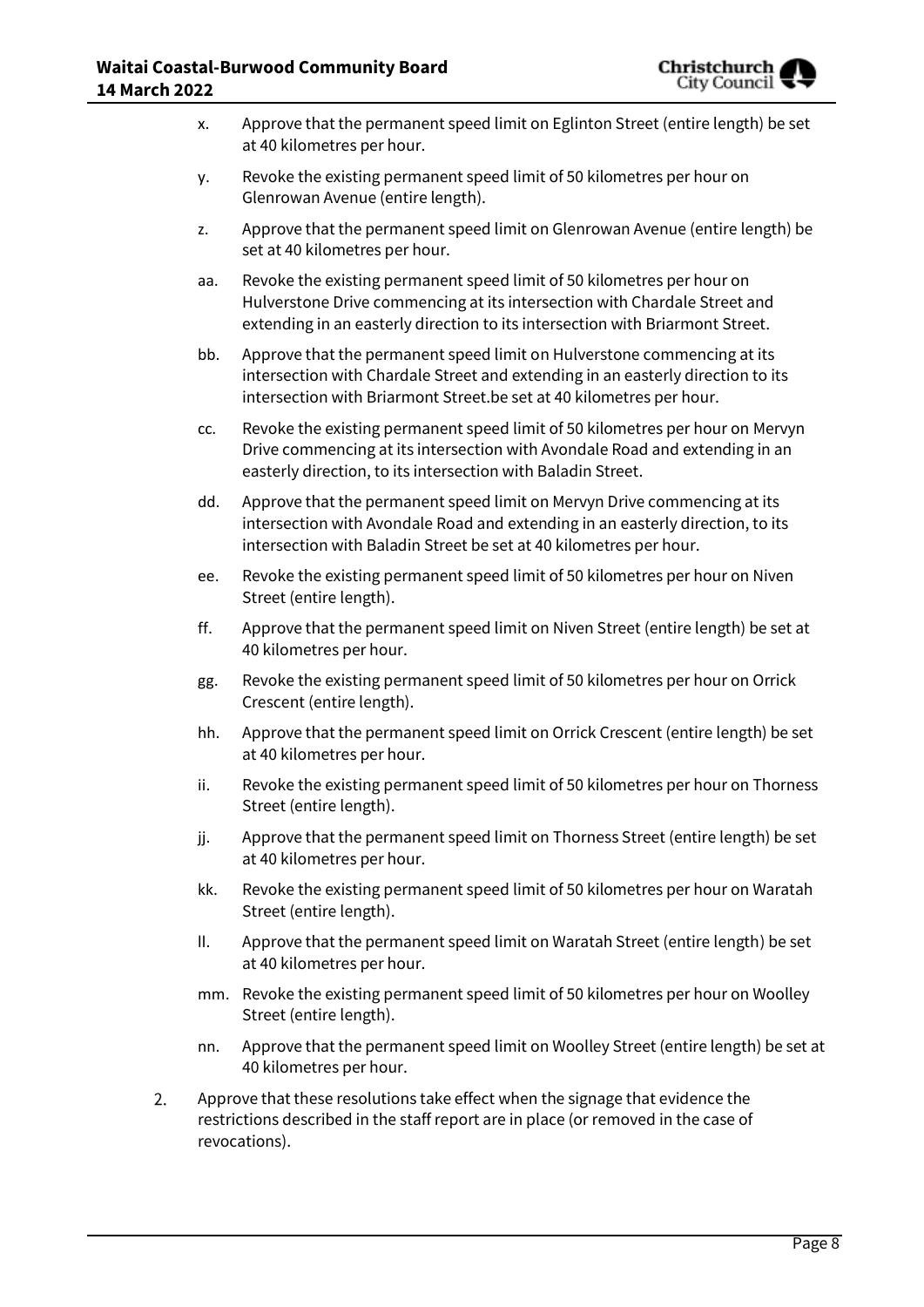x. Approve that the permanent speed limit on Eglinton Street (entire length) be set at 40 kilometres per hour.

y. Revoke the existing permanent speed limit of 50 kilometres per hour on Glenrowan Avenue (entire length).

z. Approve that the permanent speed limit on Glenrowan Avenue (entire length) be set at 40 kilometres per hour.

aa. Revoke the existing permanent speed limit of 50 kilometres per hour on Hulverstone Drive commencing at its intersection with Chardale Street and extending in an easterly direction to its intersection with Briarmont Street.

bb. Approve that the permanent speed limit on Hulverstone commencing at its intersection with Chardale Street and extending in an easterly direction to its intersection with Briarmont Street.be set at 40 kilometres per hour.

cc. Revoke the existing permanent speed limit of 50 kilometres per hour on Mervyn Drive commencing at its intersection with Avondale Road and extending in an easterly direction, to its intersection with Baladin Street.

dd. Approve that the permanent speed limit on Mervyn Drive commencing at its intersection with Avondale Road and extending in an easterly direction, to its intersection with Baladin Street be set at 40 kilometres per hour.

ee. Revoke the existing permanent speed limit of 50 kilometres per hour on Niven Street (entire length).

ff. Approve that the permanent speed limit on Niven Street (entire length) be set at 40 kilometres per hour.

gg. Revoke the existing permanent speed limit of 50 kilometres per hour on Orrick Crescent (entire length).

hh. Approve that the permanent speed limit on Orrick Crescent (entire length) be set at 40 kilometres per hour.

ii. Revoke the existing permanent speed limit of 50 kilometres per hour on Thorness Street (entire length).

jj. Approve that the permanent speed limit on Thorness Street (entire length) be set at 40 kilometres per hour.

kk. Revoke the existing permanent speed limit of 50 kilometres per hour on Waratah Street (entire length).

ll. Approve that the permanent speed limit on Waratah Street (entire length) be set at 40 kilometres per hour.

mm. Revoke the existing permanent speed limit of 50 kilometres per hour on Woolley Street (entire length).

nn. Approve that the permanent speed limit on Woolley Street (entire length) be set at 40 kilometres per hour.

2. Approve that these resolutions take effect when the signage that evidence the restrictions described in the staff report are in place (or removed in the case of revocations).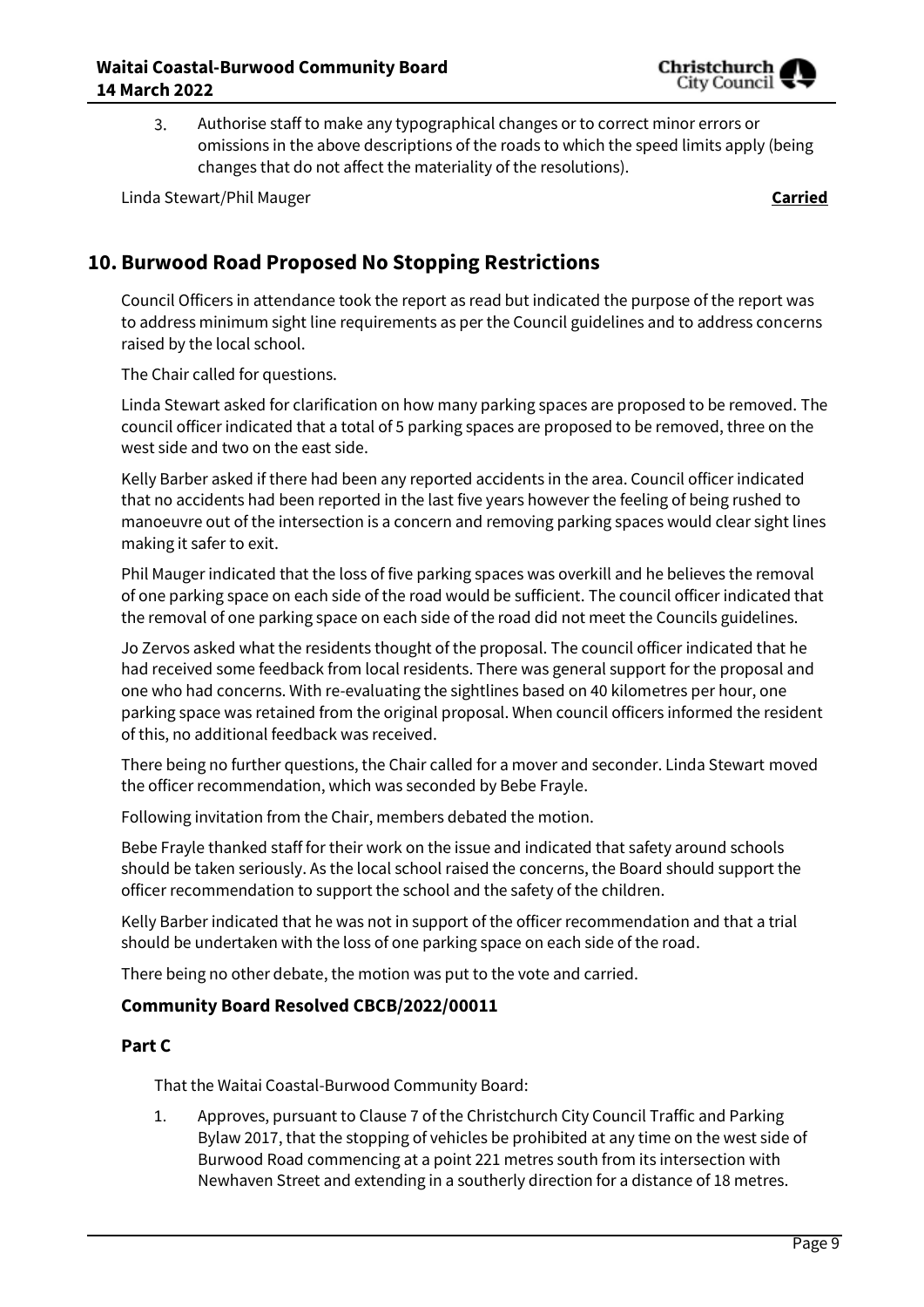3. Authorise staff to make any typographical changes or to correct minor errors or omissions in the above descriptions of the roads to which the speed limits apply (being changes that do not affect the materiality of the resolutions).

Linda Stewart/Phil Mauger **Carried**

## 10. Burwood Road Proposed No Stopping Restrictions

Council Officers in attendance took the report as read but indicated the purpose of the report was to address minimum sight line requirements as per the Council guidelines and to address concerns raised by the local school.

The Chair called for questions.

Linda Stewart asked for clarification on how many parking spaces are proposed to be removed. The council officer indicated that a total of 5 parking spaces are proposed to be removed, three on the west side and two on the east side.

Kelly Barber asked if there had been any reported accidents in the area. Council officer indicated that no accidents had been reported in the last five years however the feeling of being rushed to manoeuvre out of the intersection is a concern and removing parking spaces would clear sight lines making it safer to exit.

Phil Mauger indicated that the loss of five parking spaces was overkill and he believes the removal of one parking space on each side of the road would be sufficient. The council officer indicated that the removal of one parking space on each side of the road did not meet the Councils guidelines.

Jo Zervos asked what the residents thought of the proposal. The council officer indicated that he had received some feedback from local residents. There was general support for the proposal and one who had concerns. With re-evaluating the sightlines based on 40 kilometres per hour, one parking space was retained from the original proposal. When council officers informed the resident of this, no additional feedback was received.

There being no further questions, the Chair called for a mover and seconder. Linda Stewart moved the officer recommendation, which was seconded by Bebe Frayle.

Following invitation from the Chair, members debated the motion.

Bebe Frayle thanked staff for their work on the issue and indicated that safety around schools should be taken seriously. As the local school raised the concerns, the Board should support the officer recommendation to support the school and the safety of the children.

Kelly Barber indicated that he was not in support of the officer recommendation and that a trial should be undertaken with the loss of one parking space on each side of the road.

There being no other debate, the motion was put to the vote and carried.

### Community Board Resolved CBCB/2022/00011

### Part C

That the Waitai Coastal-Burwood Community Board:

1. Approves, pursuant to Clause 7 of the Christchurch City Council Traffic and Parking Bylaw 2017, that the stopping of vehicles be prohibited at any time on the west side of Burwood Road commencing at a point 221 metres south from its intersection with Newhaven Street and extending in a southerly direction for a distance of 18 metres.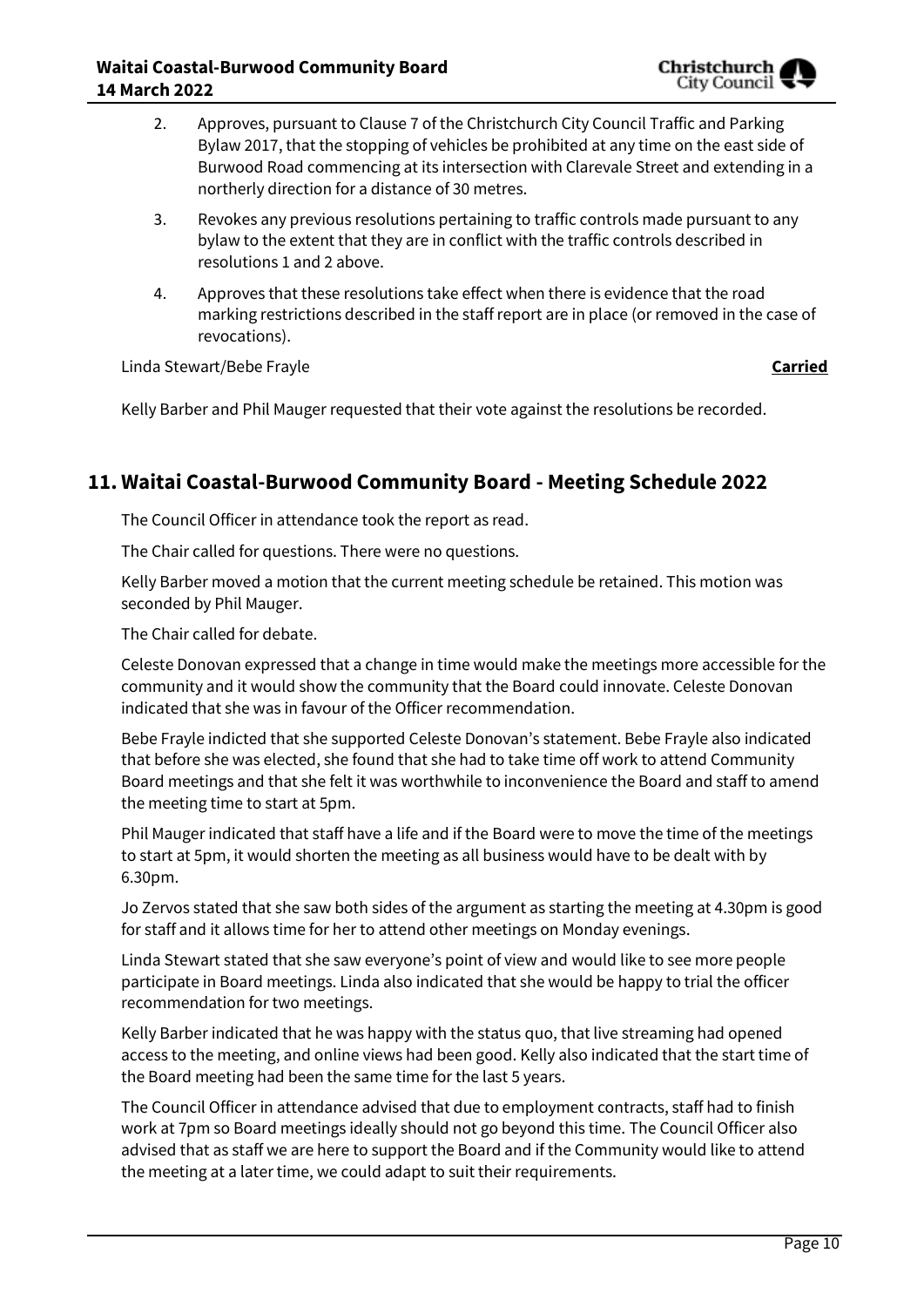2. Approves, pursuant to Clause 7 of the Christchurch City Council Traffic and Parking Bylaw 2017, that the stopping of vehicles be prohibited at any time on the east side of Burwood Road commencing at its intersection with Clarevale Street and extending in a northerly direction for a distance of 30 metres.
3. Revokes any previous resolutions pertaining to traffic controls made pursuant to any bylaw to the extent that they are in conflict with the traffic controls described in resolutions 1 and 2 above.
4. Approves that these resolutions take effect when there is evidence that the road marking restrictions described in the staff report are in place (or removed in the case of revocations).

Linda Stewart/Bebe Frayle **Carried**

Kelly Barber and Phil Mauger requested that their vote against the resolutions be recorded.

## 11. Waitai Coastal-Burwood Community Board - Meeting Schedule 2022

The Council Officer in attendance took the report as read.

The Chair called for questions. There were no questions.

Kelly Barber moved a motion that the current meeting schedule be retained. This motion was seconded by Phil Mauger.

The Chair called for debate.

Celeste Donovan expressed that a change in time would make the meetings more accessible for the community and it would show the community that the Board could innovate. Celeste Donovan indicated that she was in favour of the Officer recommendation.

Bebe Frayle indicted that she supported Celeste Donovan's statement. Bebe Frayle also indicated that before she was elected, she found that she had to take time off work to attend Community Board meetings and that she felt it was worthwhile to inconvenience the Board and staff to amend the meeting time to start at 5pm.

Phil Mauger indicated that staff have a life and if the Board were to move the time of the meetings to start at 5pm, it would shorten the meeting as all business would have to be dealt with by 6.30pm.

Jo Zervos stated that she saw both sides of the argument as starting the meeting at 4.30pm is good for staff and it allows time for her to attend other meetings on Monday evenings.

Linda Stewart stated that she saw everyone's point of view and would like to see more people participate in Board meetings. Linda also indicated that she would be happy to trial the officer recommendation for two meetings.

Kelly Barber indicated that he was happy with the status quo, that live streaming had opened access to the meeting, and online views had been good. Kelly also indicated that the start time of the Board meeting had been the same time for the last 5 years.

The Council Officer in attendance advised that due to employment contracts, staff had to finish work at 7pm so Board meetings ideally should not go beyond this time. The Council Officer also advised that as staff we are here to support the Board and if the Community would like to attend the meeting at a later time, we could adapt to suit their requirements.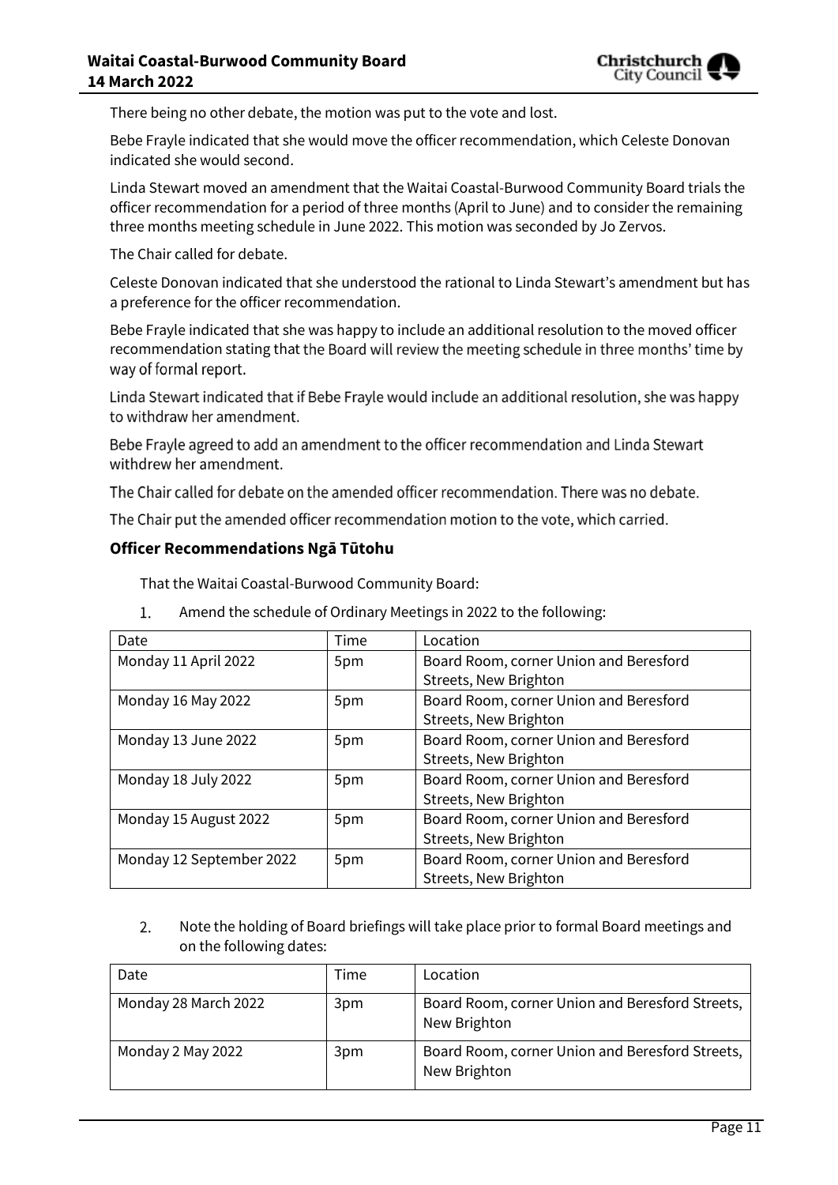There being no other debate, the motion was put to the vote and lost.

Bebe Frayle indicated that she would move the officer recommendation, which Celeste Donovan indicated she would second.

Linda Stewart moved an amendment that the Waitai Coastal-Burwood Community Board trials the officer recommendation for a period of three months (April to June) and to consider the remaining three months meeting schedule in June 2022. This motion was seconded by Jo Zervos.

The Chair called for debate.

Celeste Donovan indicated that she understood the rational to Linda Stewart's amendment but has a preference for the officer recommendation.

Bebe Frayle indicated that she was happy to include an additional resolution to the moved officer recommendation stating that the Board will review the meeting schedule in three months' time by way of formal report.

Linda Stewart indicated that if Bebe Frayle would include an additional resolution, she was happy to withdraw her amendment.

Bebe Frayle agreed to add an amendment to the officer recommendation and Linda Stewart withdrew her amendment.

The Chair called for debate on the amended officer recommendation. There was no debate.

The Chair put the amended officer recommendation motion to the vote, which carried.

### Officer Recommendations Ngā Tūtohu

That the Waitai Coastal-Burwood Community Board:

1. Amend the schedule of Ordinary Meetings in 2022 to the following:

| Date | Time | Location |
|---|---|---|
| Monday 11 April 2022 | 5pm | Board Room, corner Union and Beresford Streets, New Brighton |
| Monday 16 May 2022 | 5pm | Board Room, corner Union and Beresford Streets, New Brighton |
| Monday 13 June 2022 | 5pm | Board Room, corner Union and Beresford Streets, New Brighton |
| Monday 18 July 2022 | 5pm | Board Room, corner Union and Beresford Streets, New Brighton |
| Monday 15 August 2022 | 5pm | Board Room, corner Union and Beresford Streets, New Brighton |
| Monday 12 September 2022 | 5pm | Board Room, corner Union and Beresford Streets, New Brighton |

2. Note the holding of Board briefings will take place prior to formal Board meetings and on the following dates:

| Date | Time | Location |
|---|---|---|
| Monday 28 March 2022 | 3pm | Board Room, corner Union and Beresford Streets, New Brighton |
| Monday 2 May 2022 | 3pm | Board Room, corner Union and Beresford Streets, New Brighton |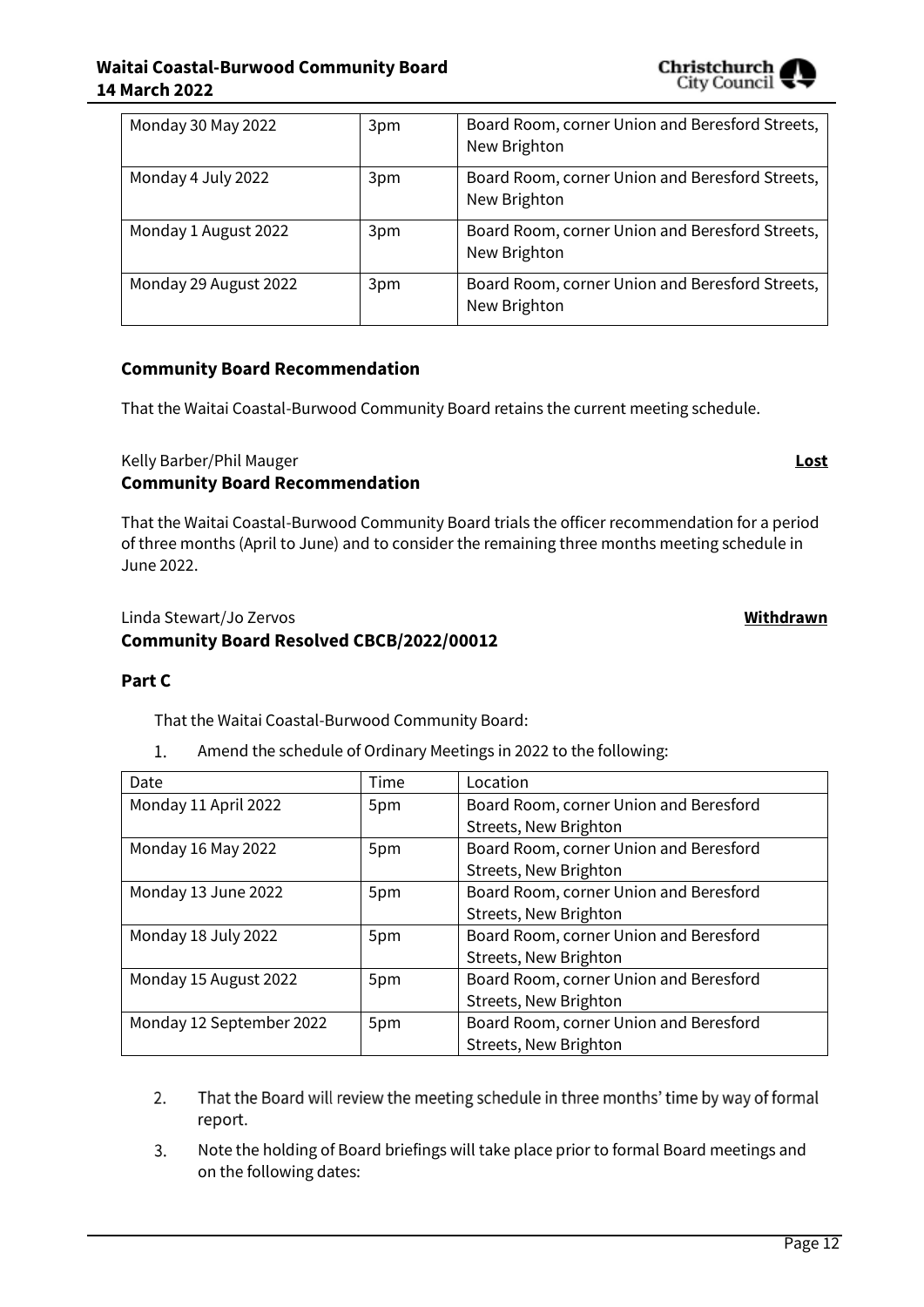| | | |
|---|---|---|
| Monday 30 May 2022 | 3pm | Board Room, corner Union and Beresford Streets, New Brighton |
| Monday 4 July 2022 | 3pm | Board Room, corner Union and Beresford Streets, New Brighton |
| Monday 1 August 2022 | 3pm | Board Room, corner Union and Beresford Streets, New Brighton |
| Monday 29 August 2022 | 3pm | Board Room, corner Union and Beresford Streets, New Brighton |

**Community Board Recommendation**

That the Waitai Coastal-Burwood Community Board retains the current meeting schedule.

Kelly Barber/Phil Mauger **Lost**

**Community Board Recommendation**

That the Waitai Coastal-Burwood Community Board trials the officer recommendation for a period of three months (April to June) and to consider the remaining three months meeting schedule in June 2022.

Linda Stewart/Jo Zervos **Withdrawn**

**Community Board Resolved CBCB/2022/00012**

**Part C**

That the Waitai Coastal-Burwood Community Board:

1. Amend the schedule of Ordinary Meetings in 2022 to the following:

| Date | Time | Location |
|---|---|---|
| Monday 11 April 2022 | 5pm | Board Room, corner Union and Beresford Streets, New Brighton |
| Monday 16 May 2022 | 5pm | Board Room, corner Union and Beresford Streets, New Brighton |
| Monday 13 June 2022 | 5pm | Board Room, corner Union and Beresford Streets, New Brighton |
| Monday 18 July 2022 | 5pm | Board Room, corner Union and Beresford Streets, New Brighton |
| Monday 15 August 2022 | 5pm | Board Room, corner Union and Beresford Streets, New Brighton |
| Monday 12 September 2022 | 5pm | Board Room, corner Union and Beresford Streets, New Brighton |

2. That the Board will review the meeting schedule in three months' time by way of formal report.
3. Note the holding of Board briefings will take place prior to formal Board meetings and on the following dates: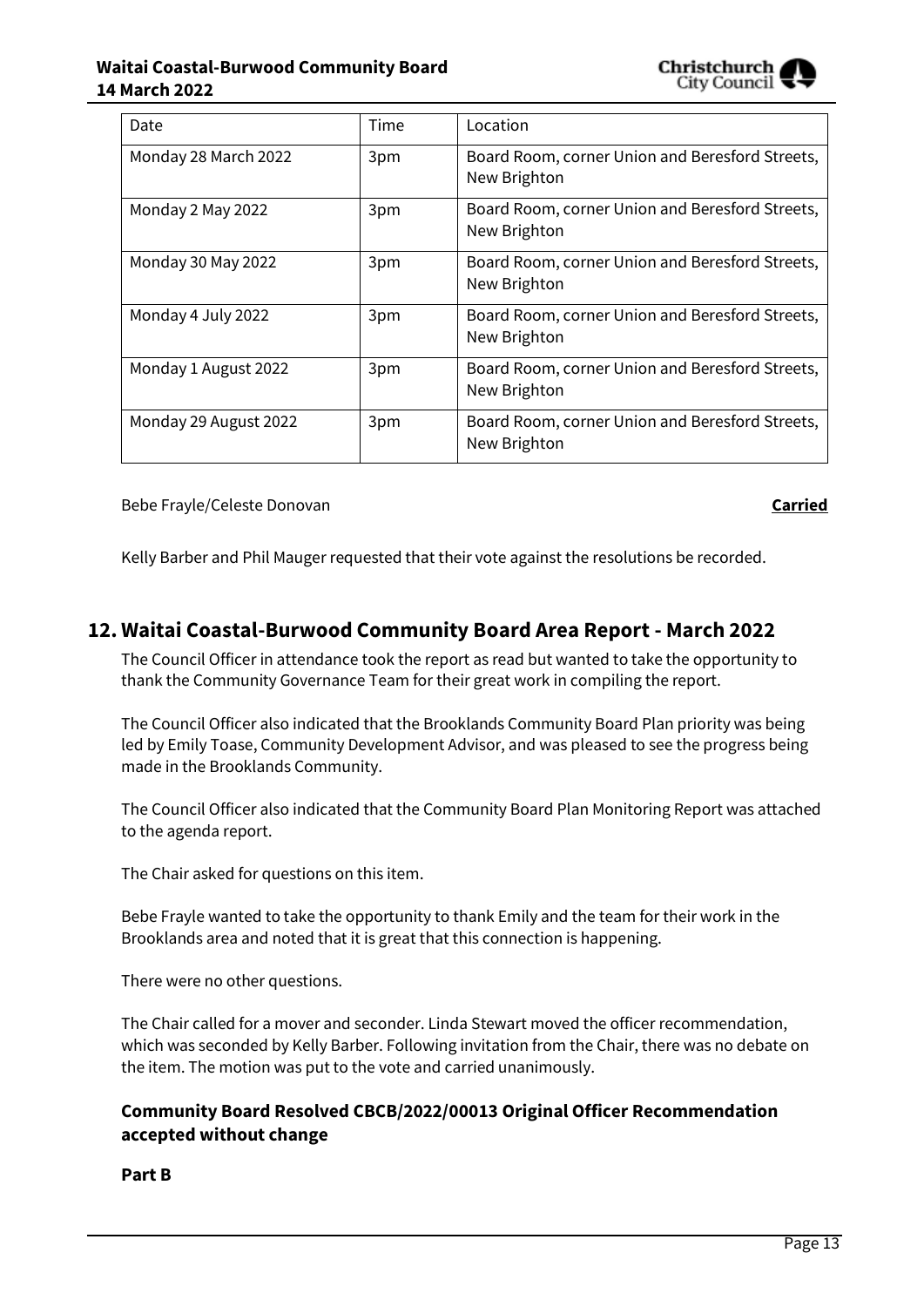| Date | Time | Location |
|---|---|---|
| Monday 28 March 2022 | 3pm | Board Room, corner Union and Beresford Streets, New Brighton |
| Monday 2 May 2022 | 3pm | Board Room, corner Union and Beresford Streets, New Brighton |
| Monday 30 May 2022 | 3pm | Board Room, corner Union and Beresford Streets, New Brighton |
| Monday 4 July 2022 | 3pm | Board Room, corner Union and Beresford Streets, New Brighton |
| Monday 1 August 2022 | 3pm | Board Room, corner Union and Beresford Streets, New Brighton |
| Monday 29 August 2022 | 3pm | Board Room, corner Union and Beresford Streets, New Brighton |

Bebe Frayle/Celeste Donovan **Carried**

Kelly Barber and Phil Mauger requested that their vote against the resolutions be recorded.

## 12. Waitai Coastal-Burwood Community Board Area Report - March 2022

The Council Officer in attendance took the report as read but wanted to take the opportunity to thank the Community Governance Team for their great work in compiling the report.

The Council Officer also indicated that the Brooklands Community Board Plan priority was being led by Emily Toase, Community Development Advisor, and was pleased to see the progress being made in the Brooklands Community.

The Council Officer also indicated that the Community Board Plan Monitoring Report was attached to the agenda report.

The Chair asked for questions on this item.

Bebe Frayle wanted to take the opportunity to thank Emily and the team for their work in the Brooklands area and noted that it is great that this connection is happening.

There were no other questions.

The Chair called for a mover and seconder. Linda Stewart moved the officer recommendation, which was seconded by Kelly Barber. Following invitation from the Chair, there was no debate on the item. The motion was put to the vote and carried unanimously.

### Community Board Resolved CBCB/2022/00013 Original Officer Recommendation accepted without change

**Part B**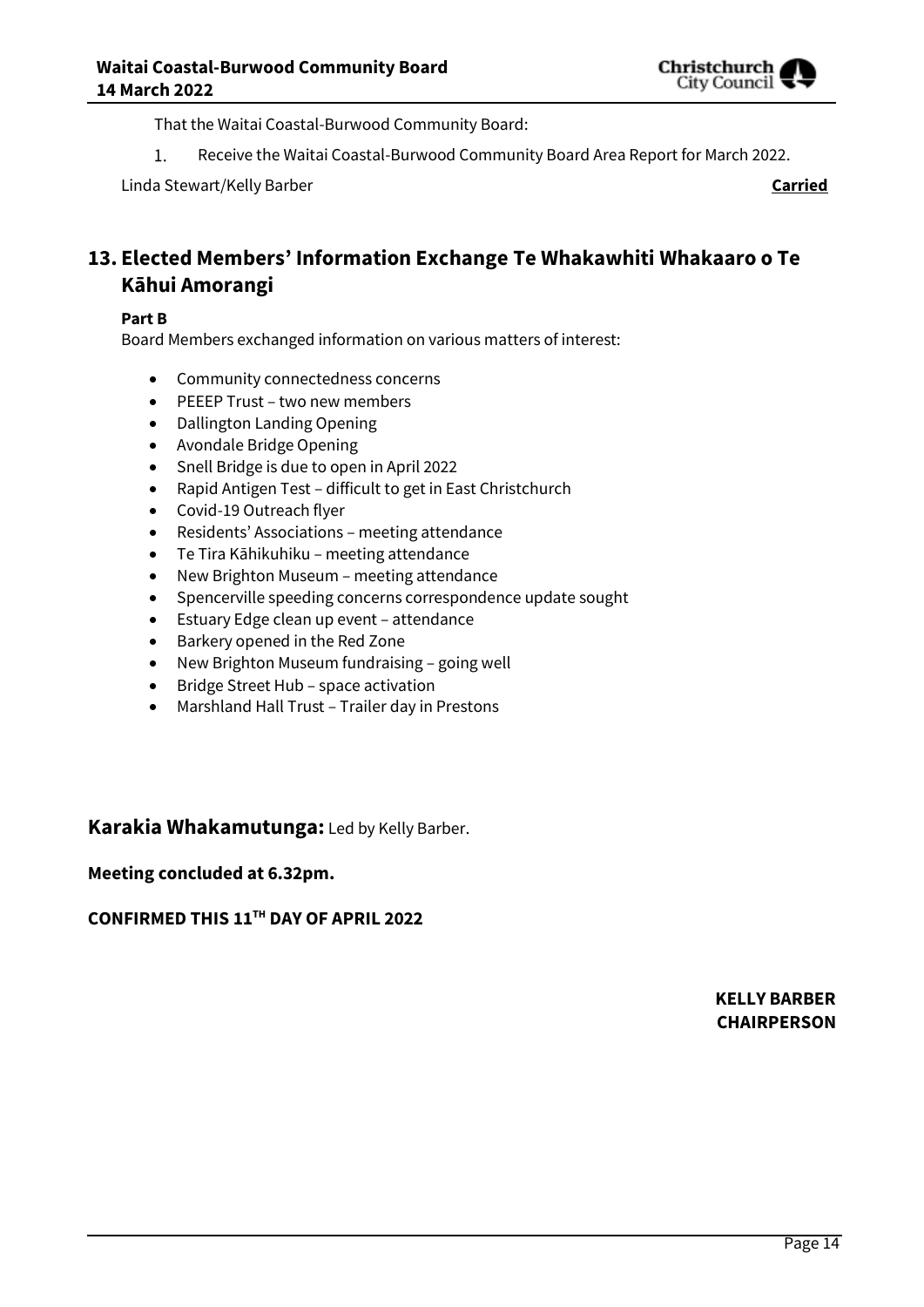That the Waitai Coastal-Burwood Community Board:

1. Receive the Waitai Coastal-Burwood Community Board Area Report for March 2022.

Linda Stewart/Kelly Barber **Carried**

## 13. Elected Members' Information Exchange Te Whakawhiti Whakaaro o Te Kāhui Amorangi

**Part B**

Board Members exchanged information on various matters of interest:

- Community connectedness concerns
- PEEEP Trust – two new members
- Dallington Landing Opening
- Avondale Bridge Opening
- Snell Bridge is due to open in April 2022
- Rapid Antigen Test – difficult to get in East Christchurch
- Covid-19 Outreach flyer
- Residents' Associations – meeting attendance
- Te Tira Kāhikuhiku – meeting attendance
- New Brighton Museum – meeting attendance
- Spencerville speeding concerns correspondence update sought
- Estuary Edge clean up event – attendance
- Barkery opened in the Red Zone
- New Brighton Museum fundraising – going well
- Bridge Street Hub – space activation
- Marshland Hall Trust – Trailer day in Prestons

**Karakia Whakamutunga:** Led by Kelly Barber.

**Meeting concluded at 6.32pm.**

**CONFIRMED THIS 11TH DAY OF APRIL 2022**

**KELLY BARBER**
**CHAIRPERSON**